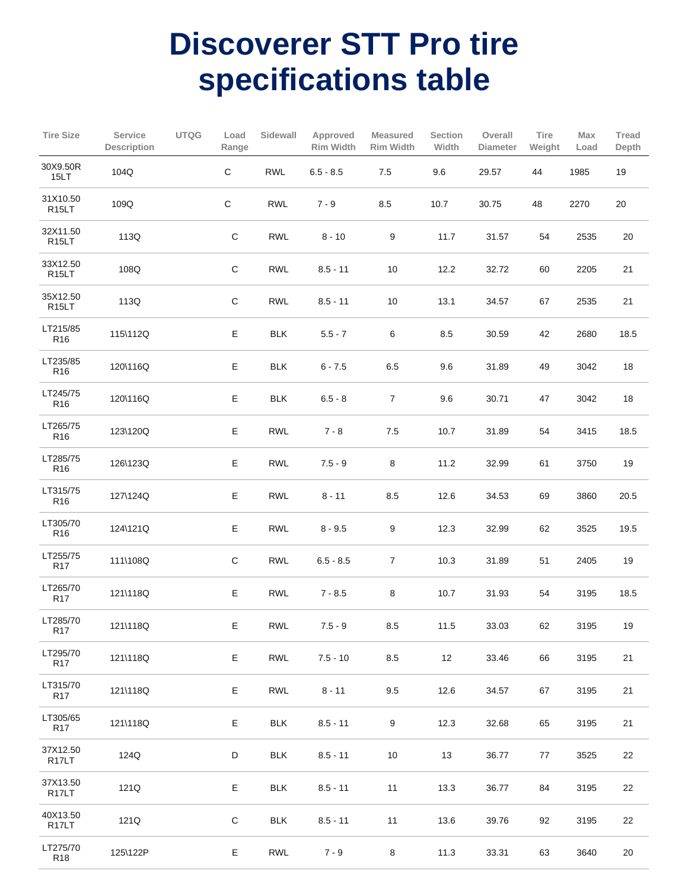# Discoverer STT Pro tire specifications table

| Tire Size | Service Description | UTQG | Load Range | Sidewall | Approved Rim Width | Measured Rim Width | Section Width | Overall Diameter | Tire Weight | Max Load | Tread Depth |
|---|---|---|---|---|---|---|---|---|---|---|---|
| 30X9.50R 15LT | 104Q | | C | RWL | 6.5 - 8.5 | 7.5 | 9.6 | 29.57 | 44 | 1985 | 19 |
| 31X10.50 R15LT | 109Q | | C | RWL | 7 - 9 | 8.5 | 10.7 | 30.75 | 48 | 2270 | 20 |
| 32X11.50 R15LT | 113Q | | C | RWL | 8 - 10 | 9 | 11.7 | 31.57 | 54 | 2535 | 20 |
| 33X12.50 R15LT | 108Q | | C | RWL | 8.5 - 11 | 10 | 12.2 | 32.72 | 60 | 2205 | 21 |
| 35X12.50 R15LT | 113Q | | C | RWL | 8.5 - 11 | 10 | 13.1 | 34.57 | 67 | 2535 | 21 |
| LT215/85 R16 | 115\112Q | | E | BLK | 5.5 - 7 | 6 | 8.5 | 30.59 | 42 | 2680 | 18.5 |
| LT235/85 R16 | 120\116Q | | E | BLK | 6 - 7.5 | 6.5 | 9.6 | 31.89 | 49 | 3042 | 18 |
| LT245/75 R16 | 120\116Q | | E | BLK | 6.5 - 8 | 7 | 9.6 | 30.71 | 47 | 3042 | 18 |
| LT265/75 R16 | 123\120Q | | E | RWL | 7 - 8 | 7.5 | 10.7 | 31.89 | 54 | 3415 | 18.5 |
| LT285/75 R16 | 126\123Q | | E | RWL | 7.5 - 9 | 8 | 11.2 | 32.99 | 61 | 3750 | 19 |
| LT315/75 R16 | 127\124Q | | E | RWL | 8 - 11 | 8.5 | 12.6 | 34.53 | 69 | 3860 | 20.5 |
| LT305/70 R16 | 124\121Q | | E | RWL | 8 - 9.5 | 9 | 12.3 | 32.99 | 62 | 3525 | 19.5 |
| LT255/75 R17 | 111\108Q | | C | RWL | 6.5 - 8.5 | 7 | 10.3 | 31.89 | 51 | 2405 | 19 |
| LT265/70 R17 | 121\118Q | | E | RWL | 7 - 8.5 | 8 | 10.7 | 31.93 | 54 | 3195 | 18.5 |
| LT285/70 R17 | 121\118Q | | E | RWL | 7.5 - 9 | 8.5 | 11.5 | 33.03 | 62 | 3195 | 19 |
| LT295/70 R17 | 121\118Q | | E | RWL | 7.5 - 10 | 8.5 | 12 | 33.46 | 66 | 3195 | 21 |
| LT315/70 R17 | 121\118Q | | E | RWL | 8 - 11 | 9.5 | 12.6 | 34.57 | 67 | 3195 | 21 |
| LT305/65 R17 | 121\118Q | | E | BLK | 8.5 - 11 | 9 | 12.3 | 32.68 | 65 | 3195 | 21 |
| 37X12.50 R17LT | 124Q | | D | BLK | 8.5 - 11 | 10 | 13 | 36.77 | 77 | 3525 | 22 |
| 37X13.50 R17LT | 121Q | | E | BLK | 8.5 - 11 | 11 | 13.3 | 36.77 | 84 | 3195 | 22 |
| 40X13.50 R17LT | 121Q | | C | BLK | 8.5 - 11 | 11 | 13.6 | 39.76 | 92 | 3195 | 22 |
| LT275/70 R18 | 125\122P | | E | RWL | 7 - 9 | 8 | 11.3 | 33.31 | 63 | 3640 | 20 |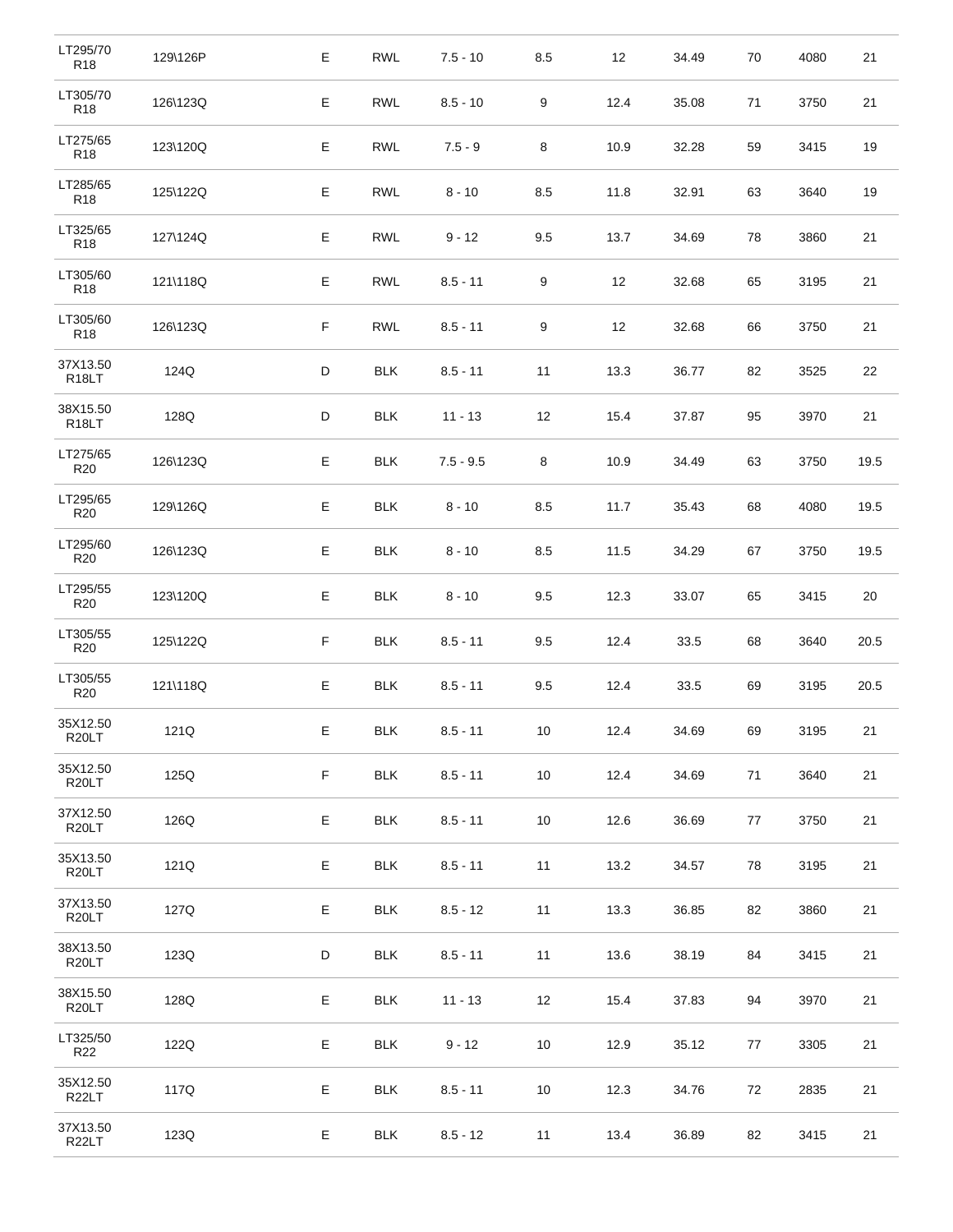| | | | | | | | | | | |
|---|---|---|---|---|---|---|---|---|---|---|
| LT295/70 R18 | 129\126P | E | RWL | 7.5 - 10 | 8.5 | 12 | 34.49 | 70 | 4080 | 21 |
| LT305/70 R18 | 126\123Q | E | RWL | 8.5 - 10 | 9 | 12.4 | 35.08 | 71 | 3750 | 21 |
| LT275/65 R18 | 123\120Q | E | RWL | 7.5 - 9 | 8 | 10.9 | 32.28 | 59 | 3415 | 19 |
| LT285/65 R18 | 125\122Q | E | RWL | 8 - 10 | 8.5 | 11.8 | 32.91 | 63 | 3640 | 19 |
| LT325/65 R18 | 127\124Q | E | RWL | 9 - 12 | 9.5 | 13.7 | 34.69 | 78 | 3860 | 21 |
| LT305/60 R18 | 121\118Q | E | RWL | 8.5 - 11 | 9 | 12 | 32.68 | 65 | 3195 | 21 |
| LT305/60 R18 | 126\123Q | F | RWL | 8.5 - 11 | 9 | 12 | 32.68 | 66 | 3750 | 21 |
| 37X13.50 R18LT | 124Q | D | BLK | 8.5 - 11 | 11 | 13.3 | 36.77 | 82 | 3525 | 22 |
| 38X15.50 R18LT | 128Q | D | BLK | 11 - 13 | 12 | 15.4 | 37.87 | 95 | 3970 | 21 |
| LT275/65 R20 | 126\123Q | E | BLK | 7.5 - 9.5 | 8 | 10.9 | 34.49 | 63 | 3750 | 19.5 |
| LT295/65 R20 | 129\126Q | E | BLK | 8 - 10 | 8.5 | 11.7 | 35.43 | 68 | 4080 | 19.5 |
| LT295/60 R20 | 126\123Q | E | BLK | 8 - 10 | 8.5 | 11.5 | 34.29 | 67 | 3750 | 19.5 |
| LT295/55 R20 | 123\120Q | E | BLK | 8 - 10 | 9.5 | 12.3 | 33.07 | 65 | 3415 | 20 |
| LT305/55 R20 | 125\122Q | F | BLK | 8.5 - 11 | 9.5 | 12.4 | 33.5 | 68 | 3640 | 20.5 |
| LT305/55 R20 | 121\118Q | E | BLK | 8.5 - 11 | 9.5 | 12.4 | 33.5 | 69 | 3195 | 20.5 |
| 35X12.50 R20LT | 121Q | E | BLK | 8.5 - 11 | 10 | 12.4 | 34.69 | 69 | 3195 | 21 |
| 35X12.50 R20LT | 125Q | F | BLK | 8.5 - 11 | 10 | 12.4 | 34.69 | 71 | 3640 | 21 |
| 37X12.50 R20LT | 126Q | E | BLK | 8.5 - 11 | 10 | 12.6 | 36.69 | 77 | 3750 | 21 |
| 35X13.50 R20LT | 121Q | E | BLK | 8.5 - 11 | 11 | 13.2 | 34.57 | 78 | 3195 | 21 |
| 37X13.50 R20LT | 127Q | E | BLK | 8.5 - 12 | 11 | 13.3 | 36.85 | 82 | 3860 | 21 |
| 38X13.50 R20LT | 123Q | D | BLK | 8.5 - 11 | 11 | 13.6 | 38.19 | 84 | 3415 | 21 |
| 38X15.50 R20LT | 128Q | E | BLK | 11 - 13 | 12 | 15.4 | 37.83 | 94 | 3970 | 21 |
| LT325/50 R22 | 122Q | E | BLK | 9 - 12 | 10 | 12.9 | 35.12 | 77 | 3305 | 21 |
| 35X12.50 R22LT | 117Q | E | BLK | 8.5 - 11 | 10 | 12.3 | 34.76 | 72 | 2835 | 21 |
| 37X13.50 R22LT | 123Q | E | BLK | 8.5 - 12 | 11 | 13.4 | 36.89 | 82 | 3415 | 21 |